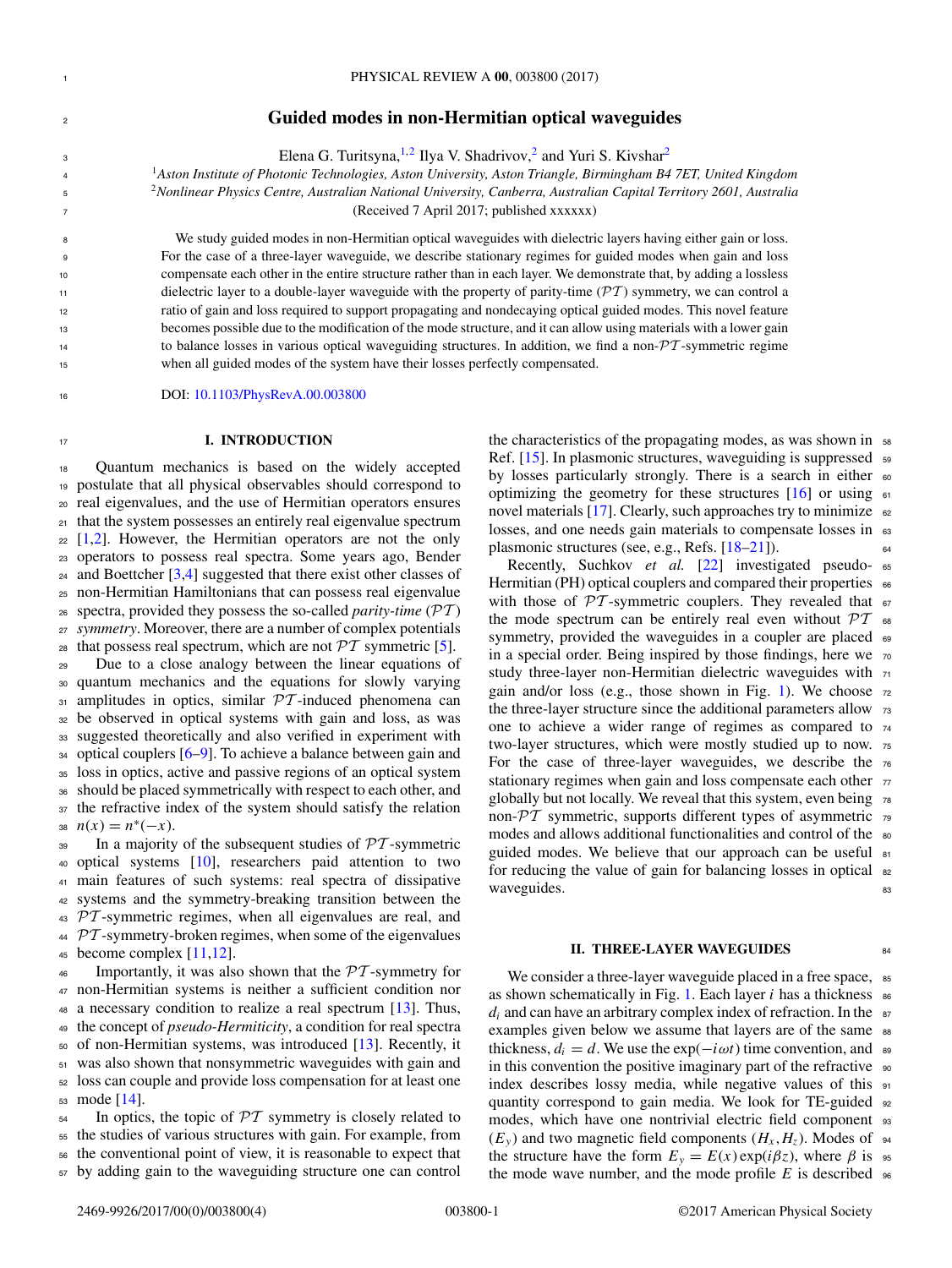# Guided modes in non-Hermitian optical waveguides

Elena G. Turitsyna,[1,2] Ilya V. Shadrivov,[2] and Yuri S. Kivshar[2]

[1]*Aston Institute of Photonic Technologies, Aston University, Aston Triangle, Birmingham B4 7ET, United Kingdom*
[2]*Nonlinear Physics Centre, Australian National University, Canberra, Australian Capital Territory 2601, Australia*
(Received 7 April 2017; published xxxxxx)

We study guided modes in non-Hermitian optical waveguides with dielectric layers having either gain or loss. For the case of a three-layer waveguide, we describe stationary regimes for guided modes when gain and loss compensate each other in the entire structure rather than in each layer. We demonstrate that, by adding a lossless dielectric layer to a double-layer waveguide with the property of parity-time ($\mathcal{PT}$) symmetry, we can control a ratio of gain and loss required to support propagating and nondecaying optical guided modes. This novel feature becomes possible due to the modification of the mode structure, and it can allow using materials with a lower gain to balance losses in various optical waveguiding structures. In addition, we find a non-$\mathcal{PT}$-symmetric regime when all guided modes of the system have their losses perfectly compensated.

DOI: 10.1103/PhysRevA.00.003800

## I. INTRODUCTION

Quantum mechanics is based on the widely accepted postulate that all physical observables should correspond to real eigenvalues, and the use of Hermitian operators ensures that the system possesses an entirely real eigenvalue spectrum [1,2]. However, the Hermitian operators are not the only operators to possess real spectra. Some years ago, Bender and Boettcher [3,4] suggested that there exist other classes of non-Hermitian Hamiltonians that can possess real eigenvalue spectra, provided they possess the so-called *parity-time* ($\mathcal{PT}$) *symmetry*. Moreover, there are a number of complex potentials that possess real spectrum, which are not $\mathcal{PT}$ symmetric [5].

Due to a close analogy between the linear equations of quantum mechanics and the equations for slowly varying amplitudes in optics, similar $\mathcal{PT}$-induced phenomena can be observed in optical systems with gain and loss, as was suggested theoretically and also verified in experiment with optical couplers [6–9]. To achieve a balance between gain and loss in optics, active and passive regions of an optical system should be placed symmetrically with respect to each other, and the refractive index of the system should satisfy the relation $n(x) = n^*(-x)$.

In a majority of the subsequent studies of $\mathcal{PT}$-symmetric optical systems [10], researchers paid attention to two main features of such systems: real spectra of dissipative systems and the symmetry-breaking transition between the $\mathcal{PT}$-symmetric regimes, when all eigenvalues are real, and $\mathcal{PT}$-symmetry-broken regimes, when some of the eigenvalues become complex [11,12].

Importantly, it was also shown that the $\mathcal{PT}$-symmetry for non-Hermitian systems is neither a sufficient condition nor a necessary condition to realize a real spectrum [13]. Thus, the concept of *pseudo-Hermiticity*, a condition for real spectra of non-Hermitian systems, was introduced [13]. Recently, it was also shown that nonsymmetric waveguides with gain and loss can couple and provide loss compensation for at least one mode [14].

In optics, the topic of $\mathcal{PT}$ symmetry is closely related to the studies of various structures with gain. For example, from the conventional point of view, it is reasonable to expect that by adding gain to the waveguiding structure one can control the characteristics of the propagating modes, as was shown in Ref. [15]. In plasmonic structures, waveguiding is suppressed by losses particularly strongly. There is a search in either optimizing the geometry for these structures [16] or using novel materials [17]. Clearly, such approaches try to minimize losses, and one needs gain materials to compensate losses in plasmonic structures (see, e.g., Refs. [18–21]).

Recently, Suchkov *et al.* [22] investigated pseudo-Hermitian (PH) optical couplers and compared their properties with those of $\mathcal{PT}$-symmetric couplers. They revealed that the mode spectrum can be entirely real even without $\mathcal{PT}$ symmetry, provided the waveguides in a coupler are placed in a special order. Being inspired by those findings, here we study three-layer non-Hermitian dielectric waveguides with gain and/or loss (e.g., those shown in Fig. 1). We choose the three-layer structure since the additional parameters allow one to achieve a wider range of regimes as compared to two-layer structures, which were mostly studied up to now. For the case of three-layer waveguides, we describe the stationary regimes when gain and loss compensate each other globally but not locally. We reveal that this system, even being non-$\mathcal{PT}$ symmetric, supports different types of asymmetric modes and allows additional functionalities and control of the guided modes. We believe that our approach can be useful for reducing the value of gain for balancing losses in optical waveguides.

## II. THREE-LAYER WAVEGUIDES

We consider a three-layer waveguide placed in a free space, as shown schematically in Fig. 1. Each layer $i$ has a thickness $d_i$ and can have an arbitrary complex index of refraction. In the examples given below we assume that layers are of the same thickness, $d_i = d$. We use the $\exp(-i\omega t)$ time convention, and in this convention the positive imaginary part of the refractive index describes lossy media, while negative values of this quantity correspond to gain media. We look for TE-guided modes, which have one nontrivial electric field component ($E_y$) and two magnetic field components ($H_x, H_z$). Modes of the structure have the form $E_y = E(x)\exp(i\beta z)$, where $\beta$ is the mode wave number, and the mode profile $E$ is described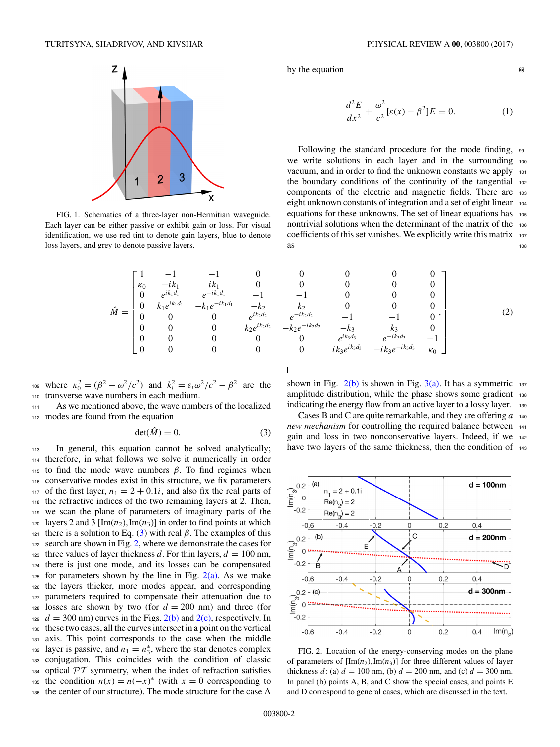by the equation

$$\frac{d^2E}{dx^2} + \frac{\omega^2}{c^2}[\varepsilon(x) - \beta^2]E = 0. \quad (1)$$

Following the standard procedure for the mode finding, we write solutions in each layer and in the surrounding vacuum, and in order to find the unknown constants we apply the boundary conditions of the continuity of the tangential components of the electric and magnetic fields. There are eight unknown constants of integration and a set of eight linear equations for these unknowns. The set of linear equations has nontrivial solutions when the determinant of the matrix of the coefficients of this set vanishes. We explicitly write this matrix as

FIG. 1. Schematics of a three-layer non-Hermitian waveguide. Each layer can be either passive or exhibit gain or loss. For visual identification, we use red tint to denote gain layers, blue to denote loss layers, and grey to denote passive layers.

$$\hat{M} = \begin{bmatrix} 1 & -1 & -1 & 0 & 0 & 0 & 0 & 0 \\ \kappa_0 & -ik_1 & ik_1 & 0 & 0 & 0 & 0 & 0 \\ 0 & e^{ik_1d_1} & e^{-ik_1d_1} & -1 & -1 & 0 & 0 & 0 \\ 0 & k_1e^{ik_1d_1} & -k_1e^{-ik_1d_1} & -k_2 & k_2 & 0 & 0 & 0 \\ 0 & 0 & 0 & e^{ik_2d_2} & e^{-ik_2d_2} & -1 & -1 & 0 \\ 0 & 0 & 0 & k_2e^{ik_2d_2} & -k_2e^{-ik_2d_2} & -k_3 & k_3 & 0 \\ 0 & 0 & 0 & 0 & 0 & e^{ik_3d_3} & e^{-ik_3d_3} & -1 \\ 0 & 0 & 0 & 0 & 0 & ik_3e^{ik_3d_3} & -ik_3e^{-ik_3d_3} & \kappa_0 \end{bmatrix}, \quad (2)$$

where $\kappa_0^2 = (\beta^2 - \omega^2/c^2)$ and $k_i^2 = \varepsilon_i\omega^2/c^2 - \beta^2$ are the transverse wave numbers in each medium.

As we mentioned above, the wave numbers of the localized modes are found from the equation

$$\det(\hat{M}) = 0. \quad (3)$$

In general, this equation cannot be solved analytically; therefore, in what follows we solve it numerically in order to find the mode wave numbers $\beta$. To find regimes when conservative modes exist in this structure, we fix parameters of the first layer, $n_1 = 2 + 0.1i$, and also fix the real parts of the refractive indices of the two remaining layers at 2. Then, we scan the plane of parameters of imaginary parts of the layers 2 and 3 [Im($n_2$),Im($n_3$)] in order to find points at which there is a solution to Eq. (3) with real $\beta$. The examples of this search are shown in Fig. 2, where we demonstrate the cases for three values of layer thickness $d$. For thin layers, $d = 100$ nm, there is just one mode, and its losses can be compensated for parameters shown by the line in Fig. 2(a). As we make the layers thicker, more modes appear, and corresponding parameters required to compensate their attenuation due to losses are shown by two (for $d = 200$ nm) and three (for $d = 300$ nm) curves in the Figs. 2(b) and 2(c), respectively. In these two cases, all the curves intersect in a point on the vertical axis. This point corresponds to the case when the middle layer is passive, and $n_1 = n_3^*$, where the star denotes complex conjugation. This coincides with the condition of classic optical $\mathcal{PT}$ symmetry, when the index of refraction satisfies the condition $n(x) = n(-x)^*$ (with $x = 0$ corresponding to the center of our structure). The mode structure for the case A shown in Fig. 2(b) is shown in Fig. 3(a). It has a symmetric amplitude distribution, while the phase shows some gradient indicating the energy flow from an active layer to a lossy layer.

Cases B and C are quite remarkable, and they are offering *a new mechanism* for controlling the required balance between gain and loss in two nonconservative layers. Indeed, if we have two layers of the same thickness, then the condition of

FIG. 2. Location of the energy-conserving modes on the plane of parameters of [Im($n_2$),Im($n_3$)] for three different values of layer thickness $d$: (a) $d = 100$ nm, (b) $d = 200$ nm, (c) $d = 300$ nm. In panel (b) points A, B, and C show the special cases, and points E and D correspond to general cases, which are discussed in the text.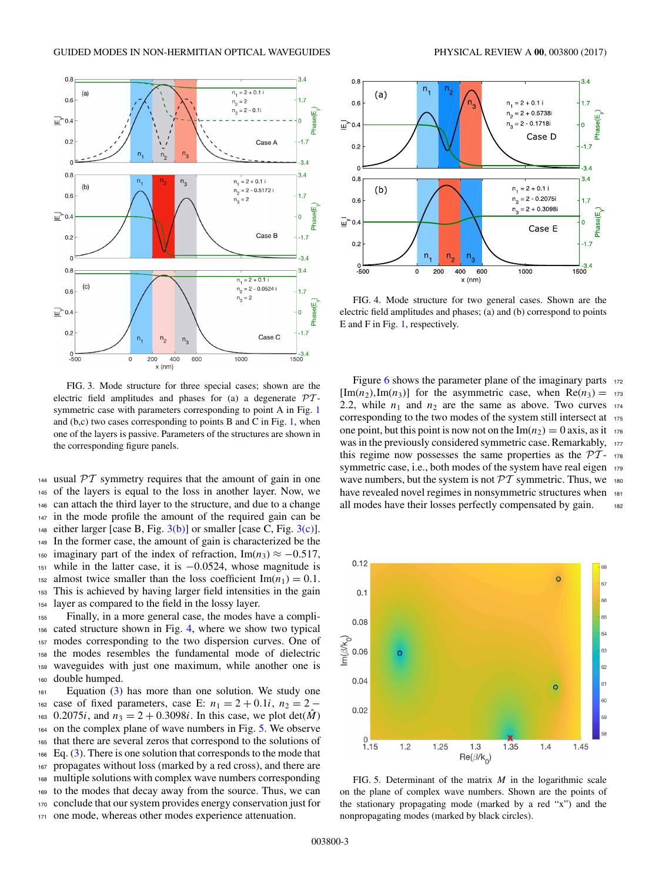FIG. 3. Mode structure for three special cases; shown are the electric field amplitudes and phases for (a) a degenerate $\mathcal{PT}$-symmetric case with parameters corresponding to point A in Fig. 1 and (b,c) two cases corresponding to points B and C in Fig. 1, when one of the layers is passive. Parameters of the structures are shown in the corresponding figure panels.

usual $\mathcal{PT}$ symmetry requires that the amount of gain in one of the layers is equal to the loss in another layer. Now, we can attach the third layer to the structure, and due to a change in the mode profile the amount of the required gain can be either larger [case B, Fig. 3(b)] or smaller [case C, Fig. 3(c)]. In the former case, the amount of gain is characterized be the imaginary part of the index of refraction, $\mathrm{Im}(n_3) \approx -0.517$, while in the latter case, it is $-0.0524$, whose magnitude is almost twice smaller than the loss coefficient $\mathrm{Im}(n_1) = 0.1$. This is achieved by having larger field intensities in the gain layer as compared to the field in the lossy layer.

Finally, in a more general case, the modes have a complicated structure shown in Fig. 4, where we show two typical modes corresponding to the two dispersion curves. One of the modes resembles the fundamental mode of dielectric waveguides with just one maximum, while another one is double humped.

Equation (3) has more than one solution. We study one case of fixed parameters, case E: $n_1 = 2 + 0.1i$, $n_2 = 2 - 0.2075i$, and $n_3 = 2 + 0.3098i$. In this case, we plot $\det(\hat{M})$ on the complex plane of wave numbers in Fig. 5. We observe that there are several zeros that correspond to the solutions of Eq. (3). There is one solution that corresponds to the mode that propagates without loss (marked by a red cross), and there are multiple solutions with complex wave numbers corresponding to the modes that decay away from the source. Thus, we can conclude that our system provides energy conservation just for one mode, whereas other modes experience attenuation.

FIG. 4. Mode structure for two general cases. Shown are the electric field amplitudes and phases; (a) and (b) correspond to points E and F in Fig. 1, respectively.

Figure 6 shows the parameter plane of the imaginary parts $[\mathrm{Im}(n_2),\mathrm{Im}(n_3)]$ for the asymmetric case, when $\mathrm{Re}(n_3) = 2.2$, while $n_1$ and $n_2$ are the same as above. Two curves corresponding to the two modes of the system still intersect at one point, but this point is now not on the $\mathrm{Im}(n_2) = 0$ axis, as it was in the previously considered symmetric case. Remarkably, this regime now possesses the same properties as the $\mathcal{PT}$-symmetric case, i.e., both modes of the system have real eigen wave numbers, but the system is not $\mathcal{PT}$ symmetric. Thus, we have revealed novel regimes in nonsymmetric structures when all modes have their losses perfectly compensated by gain.

FIG. 5. Determinant of the matrix $M$ in the logarithmic scale on the plane of complex wave numbers. Shown are the points of the stationary propagating mode (marked by a red "x") and the nonpropagating modes (marked by black circles).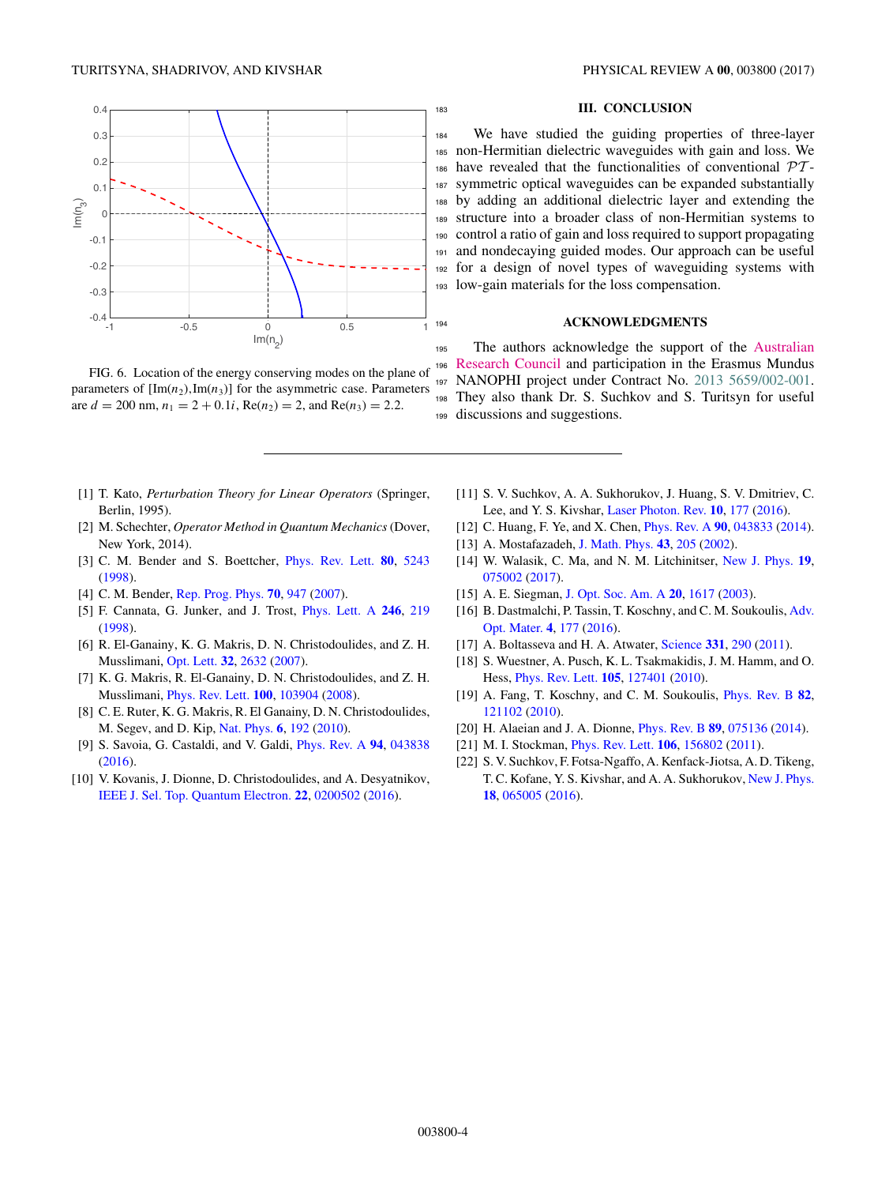0.4
0.3
0.2
0.1
0
-0.1
-0.2
-0.3
-0.4
-1
-0.5
0
0.5
1
Im(n$_2$)
Im(n$_3$)

FIG. 6. Location of the energy conserving modes on the plane of parameters of [Im($n_2$),Im($n_3$)] for the asymmetric case. Parameters are $d = 200$ nm, $n_1 = 2 + 0.1i$, Re($n_2$) = 2, and Re($n_3$) = 2.2.

## III. CONCLUSION

We have studied the guiding properties of three-layer non-Hermitian dielectric waveguides with gain and loss. We have revealed that the functionalities of conventional $\mathcal{PT}$-symmetric optical waveguides can be expanded substantially by adding an additional dielectric layer and extending the structure into a broader class of non-Hermitian systems to control a ratio of gain and loss required to support propagating and nondecaying guided modes. Our approach can be useful for a design of novel types of waveguiding systems with low-gain materials for the loss compensation.

## ACKNOWLEDGMENTS

The authors acknowledge the support of the Australian Research Council and participation in the Erasmus Mundus NANOPHI project under Contract No. 2013 5659/002-001. They also thank Dr. S. Suchkov and S. Turitsyn for useful discussions and suggestions.

---

[1] T. Kato, *Perturbation Theory for Linear Operators* (Springer, Berlin, 1995).

[2] M. Schechter, *Operator Method in Quantum Mechanics* (Dover, New York, 2014).

[3] C. M. Bender and S. Boettcher, Phys. Rev. Lett. **80**, 5243 (1998).

[4] C. M. Bender, Rep. Prog. Phys. **70**, 947 (2007).

[5] F. Cannata, G. Junker, and J. Trost, Phys. Lett. A **246**, 219 (1998).

[6] R. El-Ganainy, K. G. Makris, D. N. Christodoulides, and Z. H. Musslimani, Opt. Lett. **32**, 2632 (2007).

[7] K. G. Makris, R. El-Ganainy, D. N. Christodoulides, and Z. H. Musslimani, Phys. Rev. Lett. **100**, 103904 (2008).

[8] C. E. Ruter, K. G. Makris, R. El Ganainy, D. N. Christodoulides, M. Segev, and D. Kip, Nat. Phys. **6**, 192 (2010).

[9] S. Savoia, G. Castaldi, and V. Galdi, Phys. Rev. A **94**, 043838 (2016).

[10] V. Kovanis, J. Dionne, D. Christodoulides, and A. Desyatnikov, IEEE J. Sel. Top. Quantum Electron. **22**, 0200502 (2016).

[11] S. V. Suchkov, A. A. Sukhorukov, J. Huang, S. V. Dmitriev, C. Lee, and Y. S. Kivshar, Laser Photon. Rev. **10**, 177 (2016).

[12] C. Huang, F. Ye, and X. Chen, Phys. Rev. A **90**, 043833 (2014).

[13] A. Mostafazadeh, J. Math. Phys. **43**, 205 (2002).

[14] W. Walasik, C. Ma, and N. M. Litchinitser, New J. Phys. **19**, 075002 (2017).

[15] A. E. Siegman, J. Opt. Soc. Am. A **20**, 1617 (2003).

[16] B. Dastmalchi, P. Tassin, T. Koschny, and C. M. Soukoulis, Adv. Opt. Mater. **4**, 177 (2016).

[17] A. Boltasseva and H. A. Atwater, Science **331**, 290 (2011).

[18] S. Wuestner, A. Pusch, K. L. Tsakmakidis, J. M. Hamm, and O. Hess, Phys. Rev. Lett. **105**, 127401 (2010).

[19] A. Fang, T. Koschny, and C. M. Soukoulis, Phys. Rev. B **82**, 121102 (2010).

[20] H. Alaeian and J. A. Dionne, Phys. Rev. B **89**, 075136 (2014).

[21] M. I. Stockman, Phys. Rev. Lett. **106**, 156802 (2011).

[22] S. V. Suchkov, F. Fotsa-Ngaffo, A. Kenfack-Jiotsa, A. D. Tikeng, T. C. Kofane, Y. S. Kivshar, and A. A. Sukhorukov, New J. Phys. **18**, 065005 (2016).